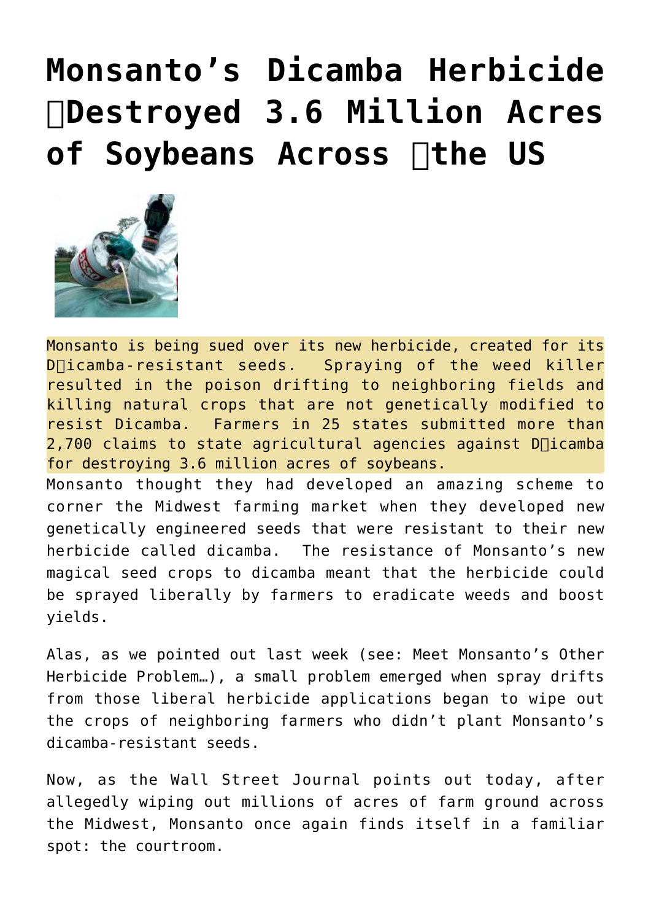# Monsanto's Dicamba Herbicide Destroyed 3.6 Million Acres of Soybeans Across the US

Monsanto is being sued over its new herbicide, created for its Dicamba-resistant seeds. Spraying of the weed killer resulted in the poison drifting to neighboring fields and killing natural crops that are not genetically modified to resist Dicamba. Farmers in 25 states submitted more than 2,700 claims to state agricultural agencies against Dicamba for destroying 3.6 million acres of soybeans.

Monsanto thought they had developed an amazing scheme to corner the Midwest farming market when they developed new genetically engineered seeds that were resistant to their new herbicide called dicamba. The resistance of Monsanto's new magical seed crops to dicamba meant that the herbicide could be sprayed liberally by farmers to eradicate weeds and boost yields.

Alas, as we pointed out last week (see: Meet Monsanto's Other Herbicide Problem…), a small problem emerged when spray drifts from those liberal herbicide applications began to wipe out the crops of neighboring farmers who didn't plant Monsanto's dicamba-resistant seeds.

Now, as the Wall Street Journal points out today, after allegedly wiping out millions of acres of farm ground across the Midwest, Monsanto once again finds itself in a familiar spot: the courtroom.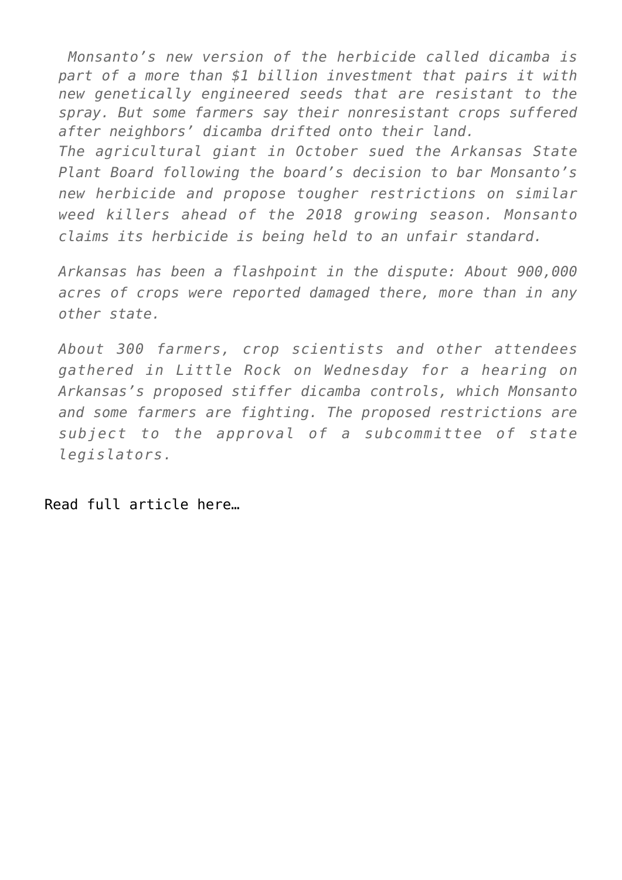*Monsanto's new version of the herbicide called dicamba is part of a more than $1 billion investment that pairs it with new genetically engineered seeds that are resistant to the spray. But some farmers say their nonresistant crops suffered after neighbors' dicamba drifted onto their land.*

*The agricultural giant in October sued the Arkansas State Plant Board following the board's decision to bar Monsanto's new herbicide and propose tougher restrictions on similar weed killers ahead of the 2018 growing season. Monsanto claims its herbicide is being held to an unfair standard.*

*Arkansas has been a flashpoint in the dispute: About 900,000 acres of crops were reported damaged there, more than in any other state.*

*About 300 farmers, crop scientists and other attendees gathered in Little Rock on Wednesday for a hearing on Arkansas's proposed stiffer dicamba controls, which Monsanto and some farmers are fighting. The proposed restrictions are subject to the approval of a subcommittee of state legislators.*

Read full article here…